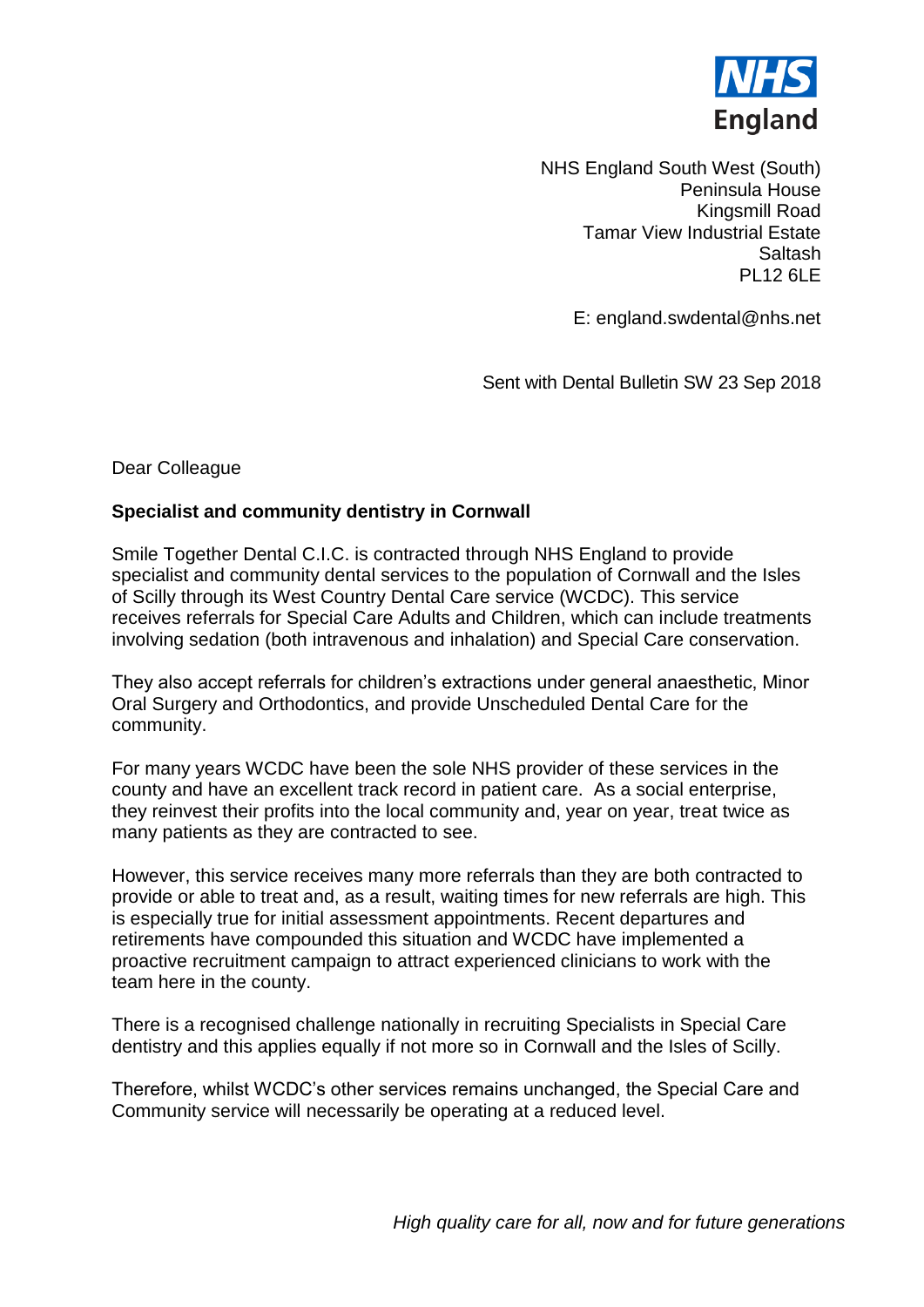NHS England

NHS England South West (South)
Peninsula House
Kingsmill Road
Tamar View Industrial Estate
Saltash
PL12 6LE

E: england.swdental@nhs.net

Sent with Dental Bulletin SW 23 Sep 2018

Dear Colleague

**Specialist and community dentistry in Cornwall**

Smile Together Dental C.I.C. is contracted through NHS England to provide specialist and community dental services to the population of Cornwall and the Isles of Scilly through its West Country Dental Care service (WCDC). This service receives referrals for Special Care Adults and Children, which can include treatments involving sedation (both intravenous and inhalation) and Special Care conservation.

They also accept referrals for children's extractions under general anaesthetic, Minor Oral Surgery and Orthodontics, and provide Unscheduled Dental Care for the community.

For many years WCDC have been the sole NHS provider of these services in the county and have an excellent track record in patient care. As a social enterprise, they reinvest their profits into the local community and, year on year, treat twice as many patients as they are contracted to see.

However, this service receives many more referrals than they are both contracted to provide or able to treat and, as a result, waiting times for new referrals are high. This is especially true for initial assessment appointments. Recent departures and retirements have compounded this situation and WCDC have implemented a proactive recruitment campaign to attract experienced clinicians to work with the team here in the county.

There is a recognised challenge nationally in recruiting Specialists in Special Care dentistry and this applies equally if not more so in Cornwall and the Isles of Scilly.

Therefore, whilst WCDC's other services remains unchanged, the Special Care and Community service will necessarily be operating at a reduced level.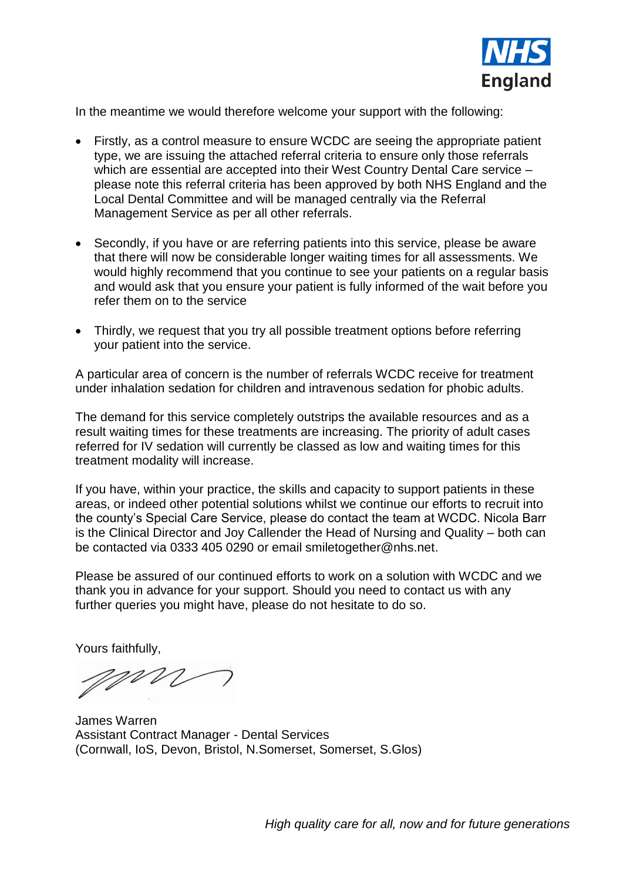In the meantime we would therefore welcome your support with the following:

- Firstly, as a control measure to ensure WCDC are seeing the appropriate patient type, we are issuing the attached referral criteria to ensure only those referrals which are essential are accepted into their West Country Dental Care service – please note this referral criteria has been approved by both NHS England and the Local Dental Committee and will be managed centrally via the Referral Management Service as per all other referrals.

- Secondly, if you have or are referring patients into this service, please be aware that there will now be considerable longer waiting times for all assessments. We would highly recommend that you continue to see your patients on a regular basis and would ask that you ensure your patient is fully informed of the wait before you refer them on to the service

- Thirdly, we request that you try all possible treatment options before referring your patient into the service.

A particular area of concern is the number of referrals WCDC receive for treatment under inhalation sedation for children and intravenous sedation for phobic adults.

The demand for this service completely outstrips the available resources and as a result waiting times for these treatments are increasing. The priority of adult cases referred for IV sedation will currently be classed as low and waiting times for this treatment modality will increase.

If you have, within your practice, the skills and capacity to support patients in these areas, or indeed other potential solutions whilst we continue our efforts to recruit into the county's Special Care Service, please do contact the team at WCDC. Nicola Barr is the Clinical Director and Joy Callender the Head of Nursing and Quality – both can be contacted via 0333 405 0290 or email smiletogether@nhs.net.

Please be assured of our continued efforts to work on a solution with WCDC and we thank you in advance for your support. Should you need to contact us with any further queries you might have, please do not hesitate to do so.

Yours faithfully,

James Warren
Assistant Contract Manager - Dental Services
(Cornwall, IoS, Devon, Bristol, N.Somerset, Somerset, S.Glos)